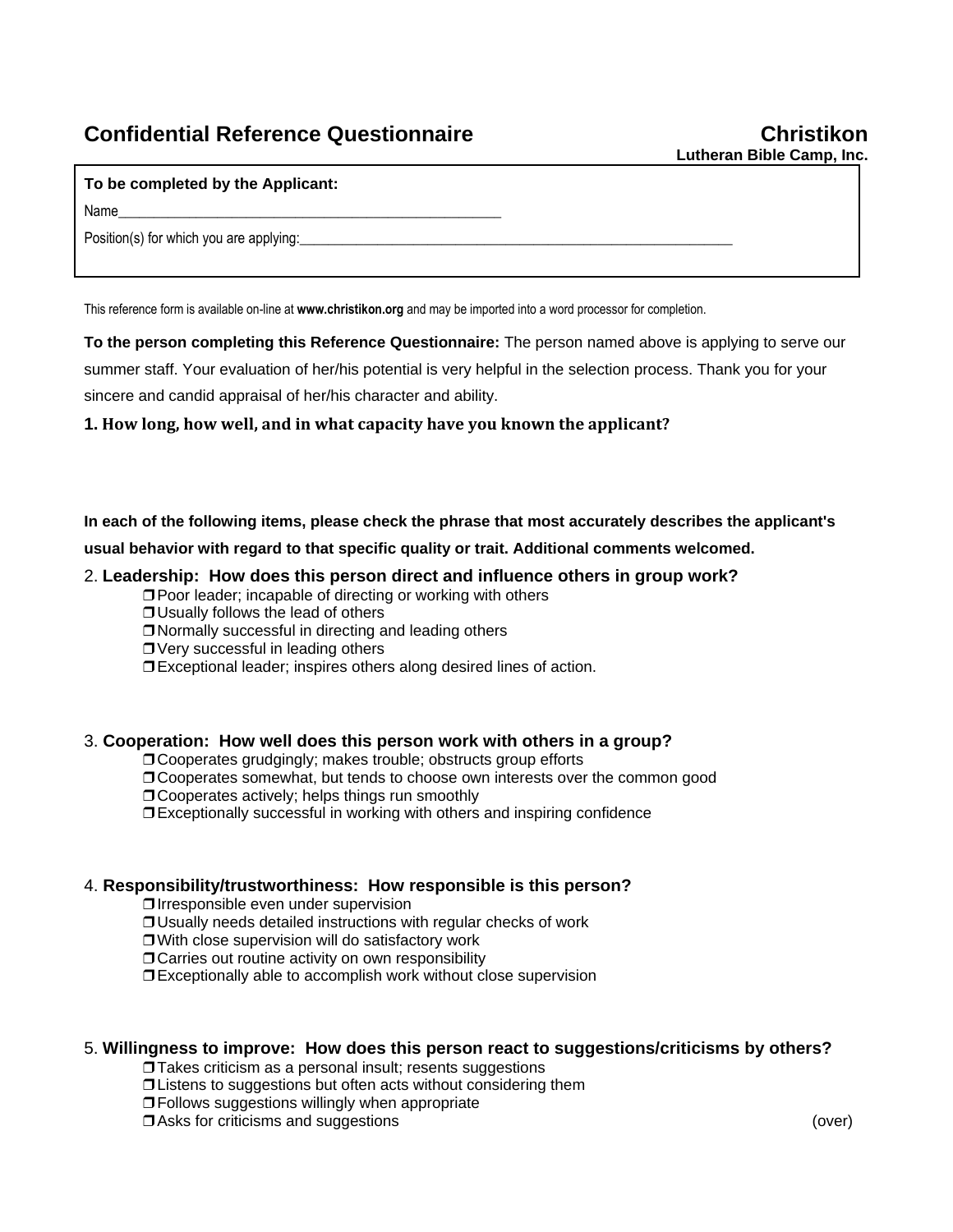# Confidential Reference Questionnaire

**Christikon**
**Lutheran Bible Camp, Inc.**

**To be completed by the Applicant:**

Name_______________________________________________

Position(s) for which you are applying:___________________________________________________________

This reference form is available on-line at **www.christikon.org** and may be imported into a word processor for completion.

**To the person completing this Reference Questionnaire:** The person named above is applying to serve our summer staff. Your evaluation of her/his potential is very helpful in the selection process. Thank you for your sincere and candid appraisal of her/his character and ability.

**1. How long, how well, and in what capacity have you known the applicant?**

**In each of the following items, please check the phrase that most accurately describes the applicant's usual behavior with regard to that specific quality or trait. Additional comments welcomed.**

2. **Leadership: How does this person direct and influence others in group work?**

- ❒ Poor leader; incapable of directing or working with others
- ❒ Usually follows the lead of others
- ❒ Normally successful in directing and leading others
- ❒ Very successful in leading others
- ❒ Exceptional leader; inspires others along desired lines of action.

3. **Cooperation: How well does this person work with others in a group?**

- ❒ Cooperates grudgingly; makes trouble; obstructs group efforts
- ❒ Cooperates somewhat, but tends to choose own interests over the common good
- ❒ Cooperates actively; helps things run smoothly
- ❒ Exceptionally successful in working with others and inspiring confidence

4. **Responsibility/trustworthiness: How responsible is this person?**

- ❒ Irresponsible even under supervision
- ❒ Usually needs detailed instructions with regular checks of work
- ❒ With close supervision will do satisfactory work
- ❒ Carries out routine activity on own responsibility
- ❒ Exceptionally able to accomplish work without close supervision

5. **Willingness to improve: How does this person react to suggestions/criticisms by others?**

- ❒ Takes criticism as a personal insult; resents suggestions
- ❒ Listens to suggestions but often acts without considering them
- ❒ Follows suggestions willingly when appropriate
- ❒ Asks for criticisms and suggestions

(over)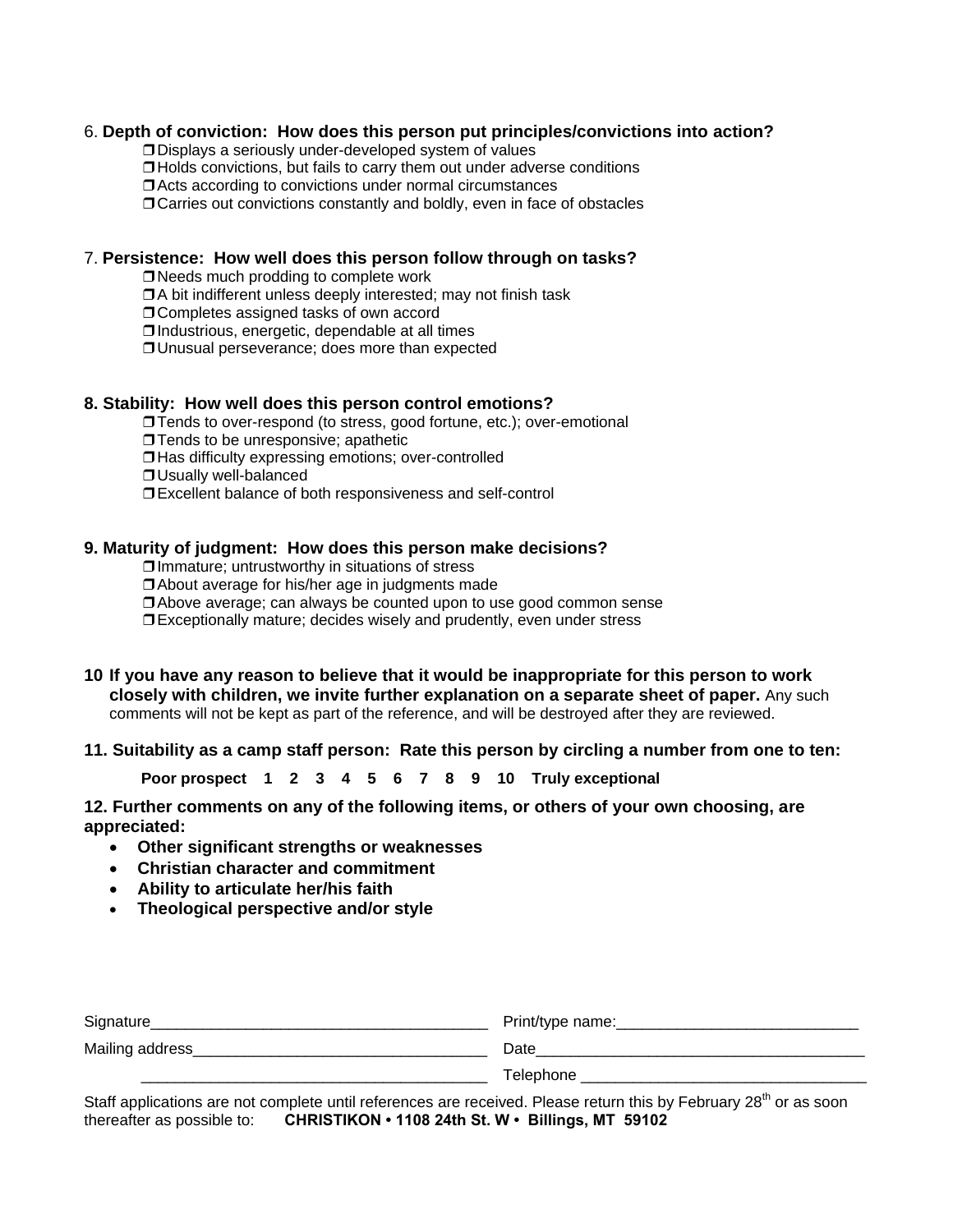6. **Depth of conviction: How does this person put principles/convictions into action?**

- ❒ Displays a seriously under-developed system of values
- ❒ Holds convictions, but fails to carry them out under adverse conditions
- ❒ Acts according to convictions under normal circumstances
- ❒ Carries out convictions constantly and boldly, even in face of obstacles

7. **Persistence: How well does this person follow through on tasks?**

- ❒ Needs much prodding to complete work
- ❒ A bit indifferent unless deeply interested; may not finish task
- ❒ Completes assigned tasks of own accord
- ❒ Industrious, energetic, dependable at all times
- ❒ Unusual perseverance; does more than expected

**8. Stability: How well does this person control emotions?**

- ❒ Tends to over-respond (to stress, good fortune, etc.); over-emotional
- ❒ Tends to be unresponsive; apathetic
- ❒ Has difficulty expressing emotions; over-controlled
- ❒ Usually well-balanced
- ❒ Excellent balance of both responsiveness and self-control

**9. Maturity of judgment: How does this person make decisions?**

- ❒ Immature; untrustworthy in situations of stress
- ❒ About average for his/her age in judgments made
- ❒ Above average; can always be counted upon to use good common sense
- ❒ Exceptionally mature; decides wisely and prudently, even under stress

**10 If you have any reason to believe that it would be inappropriate for this person to work closely with children, we invite further explanation on a separate sheet of paper.** Any such comments will not be kept as part of the reference, and will be destroyed after they are reviewed.

**11. Suitability as a camp staff person: Rate this person by circling a number from one to ten:**

**Poor prospect 1 2 3 4 5 6 7 8 9 10 Truly exceptional**

**12. Further comments on any of the following items, or others of your own choosing, are appreciated:**

- **Other significant strengths or weaknesses**
- **Christian character and commitment**
- **Ability to articulate her/his faith**
- **Theological perspective and/or style**

Signature________________________________________ Print/type name:____________________________

Mailing address__________________________________ Date______________________________________

________________________________________ Telephone _________________________________

Staff applications are not complete until references are received. Please return this by February 28th or as soon thereafter as possible to: **CHRISTIKON • 1108 24th St. W • Billings, MT 59102**